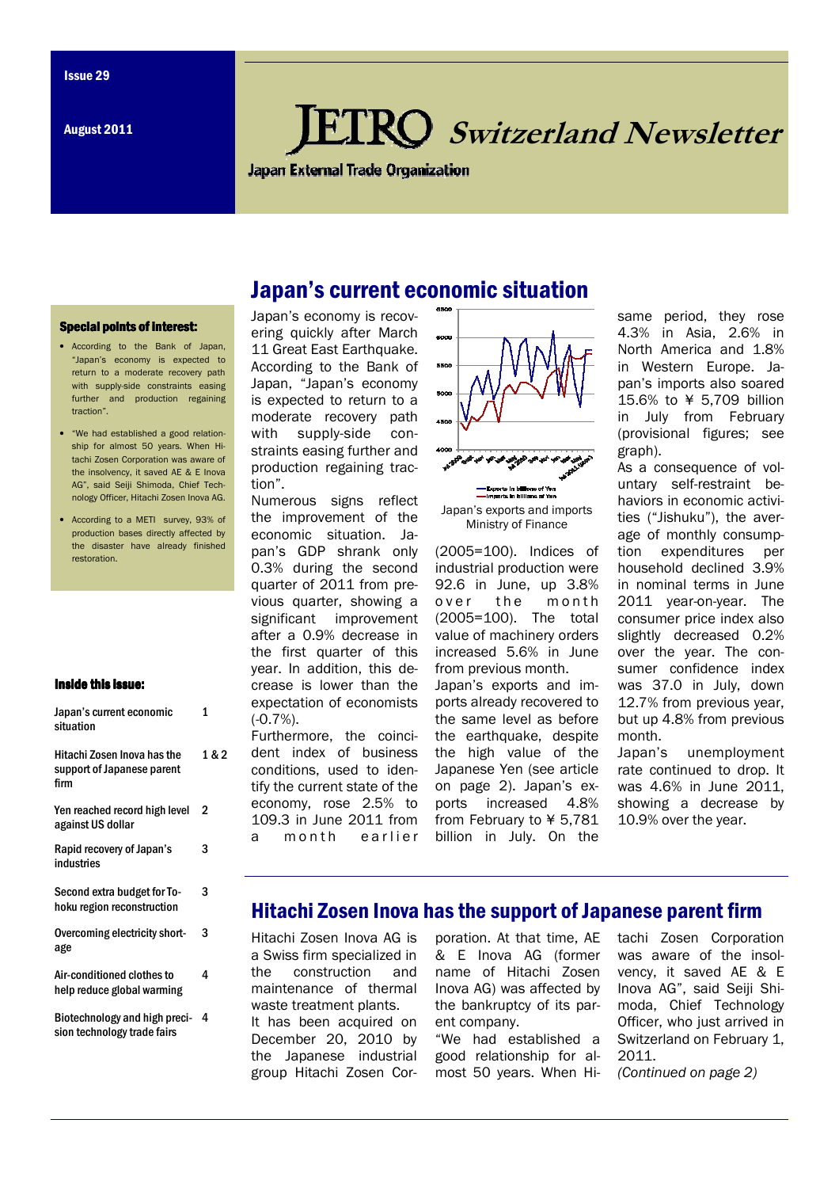Issue 29

August 2011

# JETRO Switzerland Newsletter

Japan External Trade Organization

### Special points of interest:

- According to the Bank of Japan, "Japan's economy is expected to return to a moderate recovery path with supply-side constraints easing further and production regaining traction".
- "We had established a good relationship for almost 50 years. When Hitachi Zosen Corporation was aware of the insolvency, it saved AE & E Inova AG", said Seiji Shimoda, Chief Technology Officer, Hitachi Zosen Inova AG.
- According to a METI survey, 93% of production bases directly affected by the disaster have already finished restoration.

### Inside this issue:

| | |
|---|---|
| Japan's current economic situation | 1 |
| Hitachi Zosen Inova has the support of Japanese parent firm | 1 & 2 |
| Yen reached record high level against US dollar | 2 |
| Rapid recovery of Japan's industries | 3 |
| Second extra budget for Tohoku region reconstruction | 3 |
| Overcoming electricity shortage | 3 |
| Air-conditioned clothes to help reduce global warming | 4 |
| Biotechnology and high precision technology trade fairs | 4 |

## Japan's current economic situation

Japan's economy is recovering quickly after March 11 Great East Earthquake. According to the Bank of Japan, "Japan's economy is expected to return to a moderate recovery path with supply-side constraints easing further and production regaining traction".

Numerous signs reflect the improvement of the economic situation. Japan's GDP shrank only 0.3% during the second quarter of 2011 from previous quarter, showing a significant improvement after a 0.9% decrease in the first quarter of this year. In addition, this decrease is lower than the expectation of economists (-0.7%).

Furthermore, the coincident index of business conditions, used to identify the current state of the economy, rose 2.5% to 109.3 in June 2011 from a month earlier (2005=100). Indices of industrial production were 92.6 in June, up 3.8% over the month (2005=100). The total value of machinery orders increased 5.6% in June from previous month.

Japan's exports and imports already recovered to the same level as before the earthquake, despite the high value of the Japanese Yen (see article on page 2). Japan's exports increased 4.8% from February to ¥ 5,781 billion in July. On the same period, they rose 4.3% in Asia, 2.6% in North America and 1.8% in Western Europe. Japan's imports also soared 15.6% to ¥ 5,709 billion in July from February (provisional figures; see graph).

Japan's exports and imports
Ministry of Finance

As a consequence of voluntary self-restraint behaviors in economic activities ("Jishuku"), the average of monthly consumption expenditures per household declined 3.9% in nominal terms in June 2011 year-on-year. The consumer price index also slightly decreased 0.2% over the year. The consumer confidence index was 37.0 in July, down 12.7% from previous year, but up 4.8% from previous month.

Japan's unemployment rate continued to drop. It was 4.6% in June 2011, showing a decrease by 10.9% over the year.

## Hitachi Zosen Inova has the support of Japanese parent firm

Hitachi Zosen Inova AG is a Swiss firm specialized in the construction and maintenance of thermal waste treatment plants.

It has been acquired on December 20, 2010 by the Japanese industrial group Hitachi Zosen Corporation. At that time, AE & E Inova AG (former name of Hitachi Zosen Inova AG) was affected by the bankruptcy of its parent company.

"We had established a good relationship for almost 50 years. When Hitachi Zosen Corporation was aware of the insolvency, it saved AE & E Inova AG", said Seiji Shimoda, Chief Technology Officer, who just arrived in Switzerland on February 1, 2011.

*(Continued on page 2)*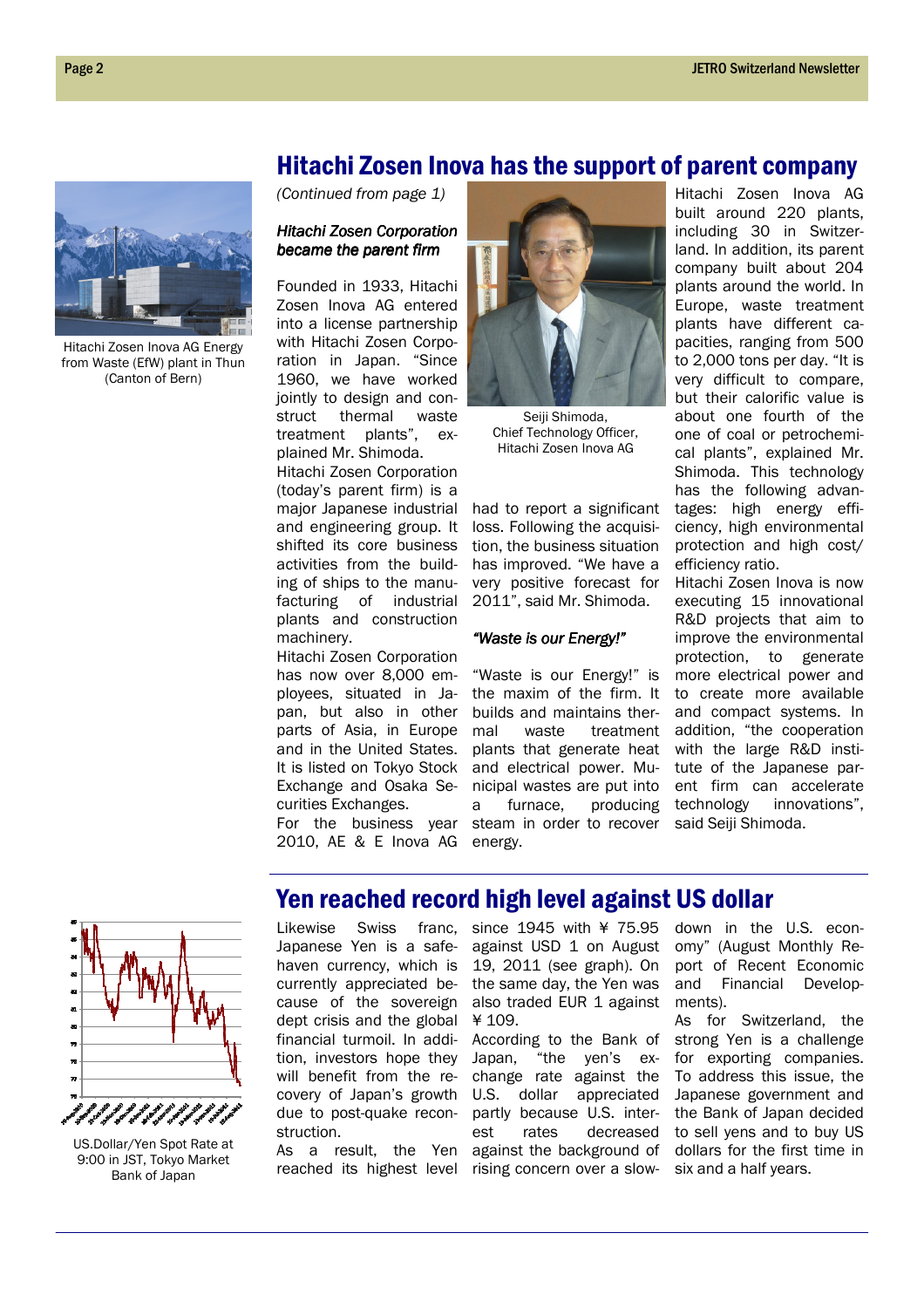## Hitachi Zosen Inova has the support of parent company

Hitachi Zosen Inova AG Energy from Waste (EfW) plant in Thun (Canton of Bern)

*(Continued from page 1)*

### *Hitachi Zosen Corporation became the parent firm*

Founded in 1933, Hitachi Zosen Inova AG entered into a license partnership with Hitachi Zosen Corporation in Japan. "Since 1960, we have worked jointly to design and construct thermal waste treatment plants", explained Mr. Shimoda.

Hitachi Zosen Corporation (today's parent firm) is a major Japanese industrial and engineering group. It shifted its core business activities from the building of ships to the manufacturing of industrial plants and construction machinery.

Hitachi Zosen Corporation has now over 8,000 employees, situated in Japan, but also in other parts of Asia, in Europe and in the United States. It is listed on Tokyo Stock Exchange and Osaka Securities Exchanges.

For the business year 2010, AE & E Inova AG had to report a significant loss. Following the acquisition, the business situation has improved. "We have a very positive forecast for 2011", said Mr. Shimoda.

Seiji Shimoda, Chief Technology Officer, Hitachi Zosen Inova AG

### *"Waste is our Energy!"*

"Waste is our Energy!" is the maxim of the firm. It builds and maintains thermal waste treatment plants that generate heat and electrical power. Municipal wastes are put into a furnace, producing steam in order to recover energy.

Hitachi Zosen Inova AG built around 220 plants, including 30 in Switzerland. In addition, its parent company built about 204 plants around the world. In Europe, waste treatment plants have different capacities, ranging from 500 to 2,000 tons per day. "It is very difficult to compare, but their calorific value is about one fourth of the one of coal or petrochemical plants", explained Mr. Shimoda. This technology has the following advantages: high energy efficiency, high environmental protection and high cost/efficiency ratio.

Hitachi Zosen Inova is now executing 15 innovational R&D projects that aim to improve the environmental protection, to generate more electrical power and to create more available and compact systems. In addition, "the cooperation with the large R&D institute of the Japanese parent firm can accelerate technology innovations", said Seiji Shimoda.

## Yen reached record high level against US dollar

US.Dollar/Yen Spot Rate at 9:00 in JST, Tokyo Market Bank of Japan

Likewise Swiss franc, Japanese Yen is a safe-haven currency, which is currently appreciated because of the sovereign dept crisis and the global financial turmoil. In addition, investors hope they will benefit from the recovery of Japan's growth due to post-quake reconstruction.

As a result, the Yen reached its highest level since 1945 with ¥ 75.95 against USD 1 on August 19, 2011 (see graph). On the same day, the Yen was also traded EUR 1 against ¥ 109.

According to the Bank of Japan, "the yen's exchange rate against the U.S. dollar appreciated partly because U.S. interest rates decreased against the background of rising concern over a slowdown in the U.S. economy" (August Monthly Report of Recent Economic and Financial Developments).

As for Switzerland, the strong Yen is a challenge for exporting companies. To address this issue, the Japanese government and the Bank of Japan decided to sell yens and to buy US dollars for the first time in six and a half years.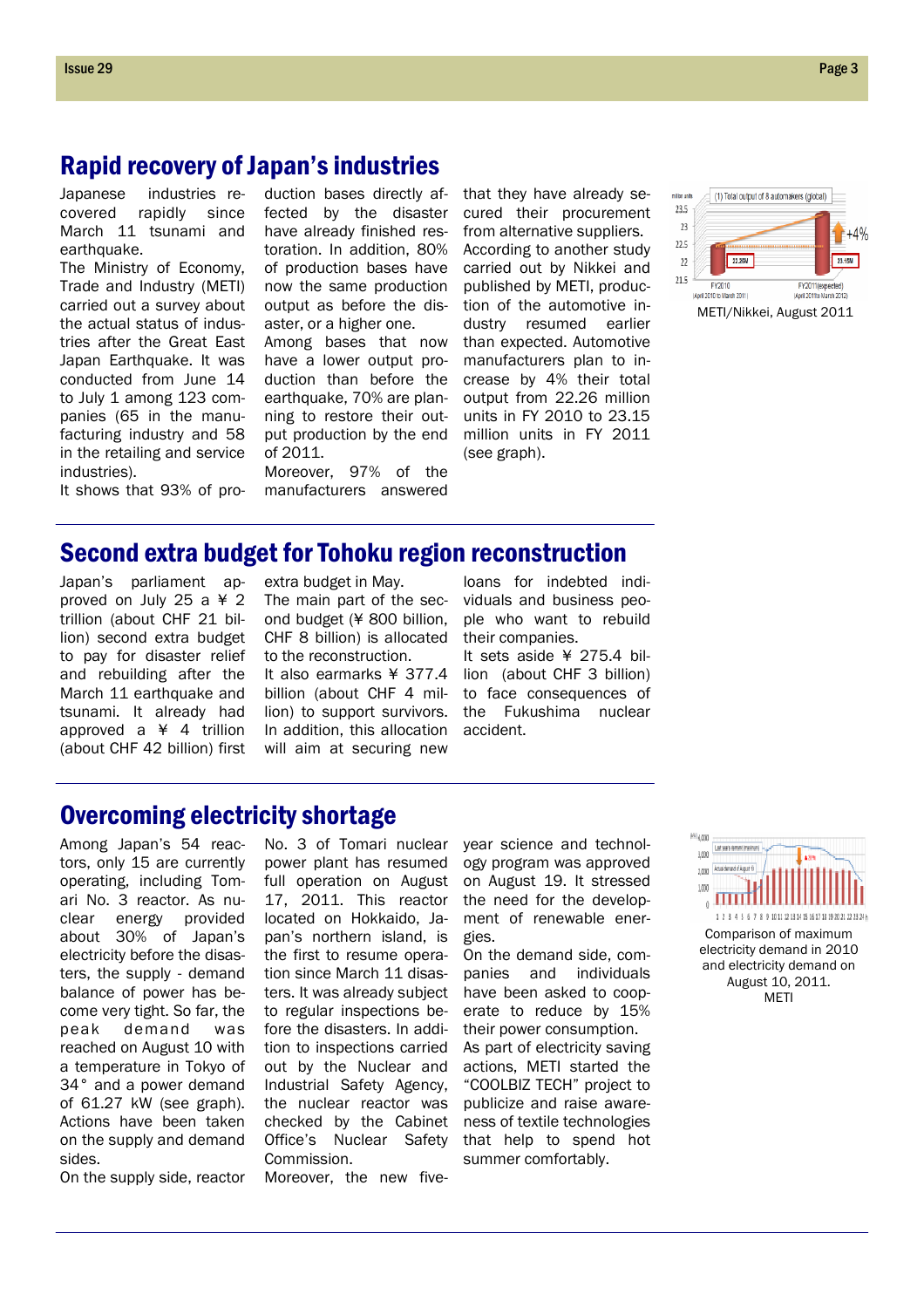## Rapid recovery of Japan's industries

Japanese industries recovered rapidly since March 11 tsunami and earthquake.

The Ministry of Economy, Trade and Industry (METI) carried out a survey about the actual status of industries after the Great East Japan Earthquake. It was conducted from June 14 to July 1 among 123 companies (65 in the manufacturing industry and 58 in the retailing and service industries).

It shows that 93% of production bases directly affected by the disaster have already finished restoration. In addition, 80% of production bases have now the same production output as before the disaster, or a higher one.

Among bases that now have a lower output production than before the earthquake, 70% are planning to restore their output production by the end of 2011.

Moreover, 97% of the manufacturers answered that they have already secured their procurement from alternative suppliers.

According to another study carried out by Nikkei and published by METI, production of the automotive industry resumed earlier than expected. Automotive manufacturers plan to increase by 4% their total output from 22.26 million units in FY 2010 to 23.15 million units in FY 2011 (see graph).

METI/Nikkei, August 2011

## Second extra budget for Tohoku region reconstruction

Japan's parliament approved on July 25 a ¥ 2 trillion (about CHF 21 billion) second extra budget to pay for disaster relief and rebuilding after the March 11 earthquake and tsunami. It already had approved a ¥ 4 trillion (about CHF 42 billion) first extra budget in May.

The main part of the second budget (¥ 800 billion, CHF 8 billion) is allocated to the reconstruction.

It also earmarks ¥ 377.4 billion (about CHF 4 million) to support survivors. In addition, this allocation will aim at securing new loans for indebted individuals and business people who want to rebuild their companies.

It sets aside ¥ 275.4 billion (about CHF 3 billion) to face consequences of the Fukushima nuclear accident.

## Overcoming electricity shortage

Among Japan's 54 reactors, only 15 are currently operating, including Tomari No. 3 reactor. As nuclear energy provided about 30% of Japan's electricity before the disasters, the supply - demand balance of power has become very tight. So far, the peak demand was reached on August 10 with a temperature in Tokyo of 34° and a power demand of 61.27 kW (see graph). Actions have been taken on the supply and demand sides.

On the supply side, reactor No. 3 of Tomari nuclear power plant has resumed full operation on August 17, 2011. This reactor located on Hokkaido, Japan's northern island, is the first to resume operation since March 11 disasters. It was already subject to regular inspections before the disasters. In addition to inspections carried out by the Nuclear and Industrial Safety Agency, the nuclear reactor was checked by the Cabinet Office's Nuclear Safety Commission.

Moreover, the new five-year science and technology program was approved on August 19. It stressed the need for the development of renewable energies.

On the demand side, companies and individuals have been asked to cooperate to reduce by 15% their power consumption.

As part of electricity saving actions, METI started the "COOLBIZ TECH" project to publicize and raise awareness of textile technologies that help to spend hot summer comfortably.

Comparison of maximum electricity demand in 2010 and electricity demand on August 10, 2011.
METI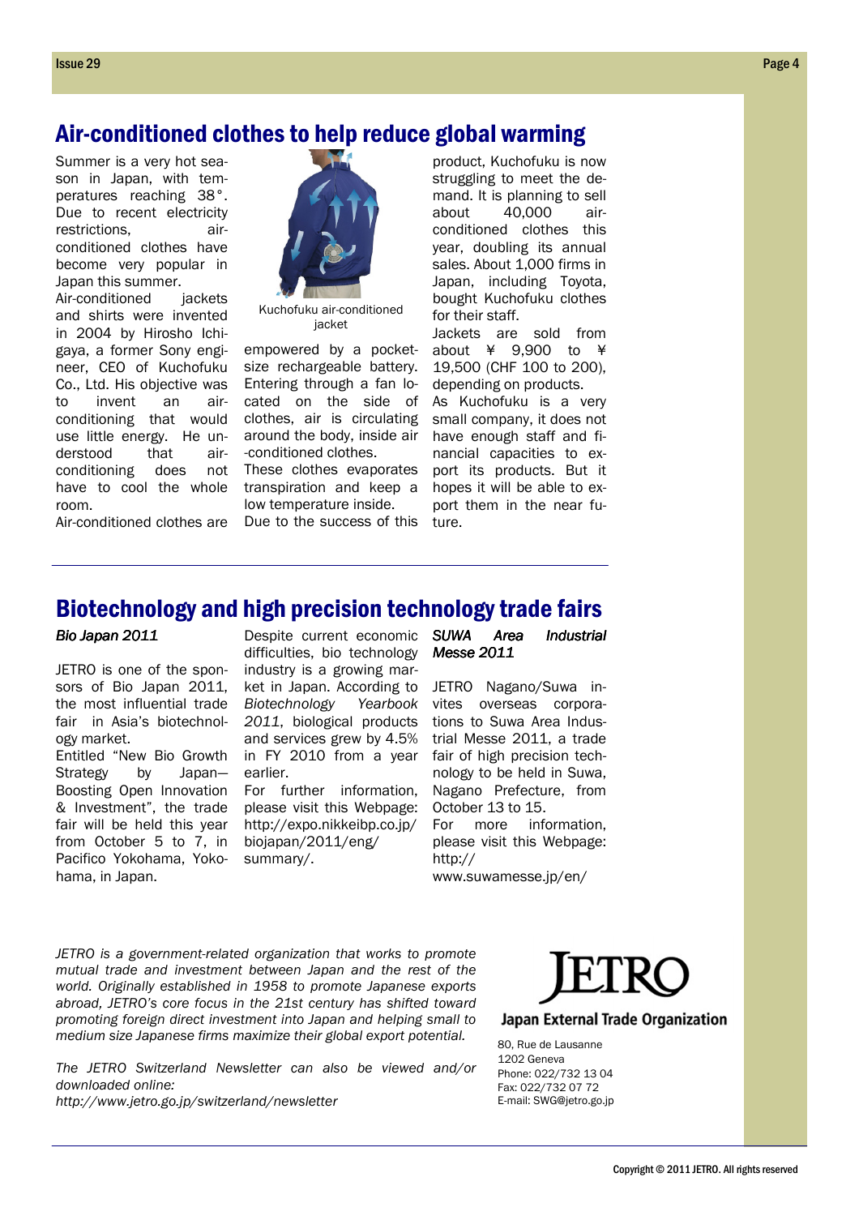## Air-conditioned clothes to help reduce global warming

Summer is a very hot season in Japan, with temperatures reaching 38°. Due to recent electricity restrictions, air-conditioned clothes have become very popular in Japan this summer.

Air-conditioned jackets and shirts were invented in 2004 by Hirosho Ichigaya, a former Sony engineer, CEO of Kuchofuku Co., Ltd. His objective was to invent an air-conditioning that would use little energy. He understood that air-conditioning does not have to cool the whole room.

Air-conditioned clothes are empowered by a pocket-size rechargeable battery. Entering through a fan located on the side of clothes, air is circulating around the body, inside air-conditioned clothes.

These clothes evaporates transpiration and keep a low temperature inside.

Due to the success of this product, Kuchofuku is now struggling to meet the demand. It is planning to sell about 40,000 air-conditioned clothes this year, doubling its annual sales. About 1,000 firms in Japan, including Toyota, bought Kuchofuku clothes for their staff.

Jackets are sold from about ¥ 9,900 to ¥ 19,500 (CHF 100 to 200), depending on products.

As Kuchofuku is a very small company, it does not have enough staff and financial capacities to export its products. But it hopes it will be able to export them in the near future.

Kuchofuku air-conditioned jacket

## Biotechnology and high precision technology trade fairs

*Bio Japan 2011*

JETRO is one of the sponsors of Bio Japan 2011, the most influential trade fair in Asia's biotechnology market.

Entitled "New Bio Growth Strategy by Japan—Boosting Open Innovation & Investment", the trade fair will be held this year from October 5 to 7, in Pacifico Yokohama, Yokohama, in Japan.

Despite current economic difficulties, bio technology industry is a growing market in Japan. According to *Biotechnology Yearbook 2011*, biological products and services grew by 4.5% in FY 2010 from a year earlier.

For further information, please visit this Webpage: http://expo.nikkeibp.co.jp/biojapan/2011/eng/summary/.

*SUWA Area Industrial Messe 2011*

JETRO Nagano/Suwa invites overseas corporations to Suwa Area Industrial Messe 2011, a trade fair of high precision technology to be held in Suwa, Nagano Prefecture, from October 13 to 15.

For more information, please visit this Webpage: http://www.suwamesse.jp/en/

*JETRO is a government-related organization that works to promote mutual trade and investment between Japan and the rest of the world. Originally established in 1958 to promote Japanese exports abroad, JETRO's core focus in the 21st century has shifted toward promoting foreign direct investment into Japan and helping small to medium size Japanese firms maximize their global export potential.*

*The JETRO Switzerland Newsletter can also be viewed and/or downloaded online: http://www.jetro.go.jp/switzerland/newsletter*

JETRO
Japan External Trade Organization

80, Rue de Lausanne
1202 Geneva
Phone: 022/732 13 04
Fax: 022/732 07 72
E-mail: SWG@jetro.go.jp

Copyright © 2011 JETRO. All rights reserved